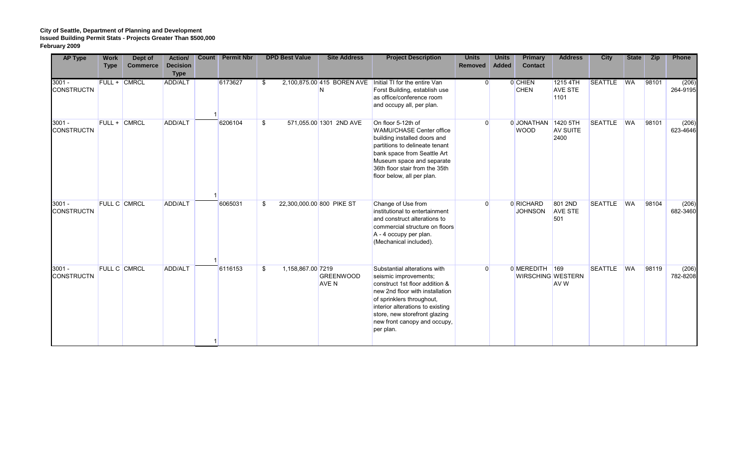**City of Seattle, Department of Planning and Development**
**Issued Building Permit Stats - Projects Greater Than $500,000**
**February 2009**

| AP Type | Work Type | Dept of Commerce | Action/ Decision Type | Count | Permit Nbr | DPD Best Value | Site Address | Project Description | Units Removed | Units Added | Primary Contact | Address | City | State | Zip | Phone |
|---|---|---|---|---|---|---|---|---|---|---|---|---|---|---|---|---|
| 3001 - CONSTRUCTN | FULL + | CMRCL | ADD/ALT | 1 | 6173627 | $ 2,100,875.00 | 415 BOREN AVE N | Initial TI for the entire Van Forst Building, establish use as office/conference room and occupy all, per plan. | 0 | 0 | CHIEN CHEN | 1215 4TH AVE STE 1101 | SEATTLE | WA | 98101 | (206) 264-9195 |
| 3001 - CONSTRUCTN | FULL + | CMRCL | ADD/ALT | 1 | 6206104 | $ 571,055.00 | 1301 2ND AVE | On floor 5-12th of WAMU/CHASE Center office building installed doors and partitions to delineate tenant bank space from Seattle Art Museum space and separate 36th floor stair from the 35th floor below, all per plan. | 0 | 0 | JONATHAN WOOD | 1420 5TH AV SUITE 2400 | SEATTLE | WA | 98101 | (206) 623-4646 |
| 3001 - CONSTRUCTN | FULL C | CMRCL | ADD/ALT | 1 | 6065031 | $ 22,300,000.00 | 800 PIKE ST | Change of Use from institutional to entertainment and construct alterations to commercial structure on floors A - 4 occupy per plan. (Mechanical included). | 0 | 0 | RICHARD JOHNSON | 801 2ND AVE STE 501 | SEATTLE | WA | 98104 | (206) 682-3460 |
| 3001 - CONSTRUCTN | FULL C | CMRCL | ADD/ALT | 1 | 6116153 | $ 1,158,867.00 | 7219 GREENWOOD AVE N | Substantial alterations with seismic improvements; construct 1st floor addition & new 2nd floor with installation of sprinklers throughout, interior alterations to existing store, new storefront glazing new front canopy and occupy, per plan. | 0 | 0 | MEREDITH WIRSCHING | 169 WESTERN AV W | SEATTLE | WA | 98119 | (206) 782-8208 |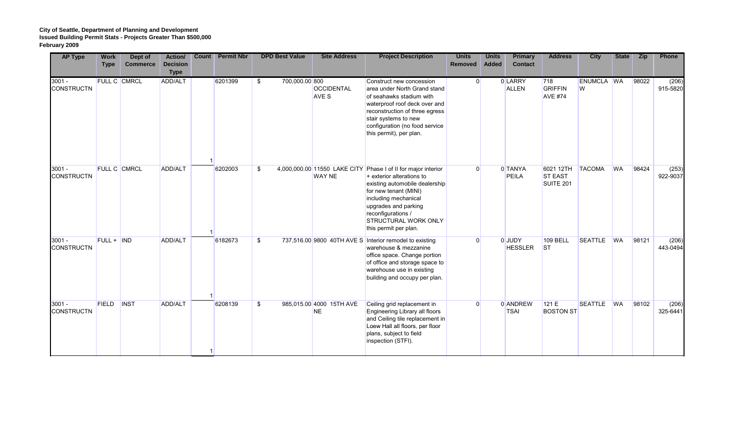**City of Seattle, Department of Planning and Development**
**Issued Building Permit Stats - Projects Greater Than $500,000**
**February 2009**

| AP Type | Work Type | Dept of Commerce | Action/ Decision Type | Count | Permit Nbr | DPD Best Value | Site Address | Project Description | Units Removed | Units Added | Primary Contact | Address | City | State | Zip | Phone |
|---|---|---|---|---|---|---|---|---|---|---|---|---|---|---|---|---|
| 3001 - CONSTRUCTN | FULL C | CMRCL | ADD/ALT | 1 | 6201399 | $ 700,000.00 | 800 OCCIDENTAL AVE S | Construct new concession area under North Grand stand of seahawks stadium with waterproof roof deck over and reconstruction of three egress stair systems to new configuration (no food service this permit), per plan. | 0 | 0 | LARRY ALLEN | 718 GRIFFIN AVE #74 | ENUMCLAW | WA | 98022 | (206) 915-5820 |
| 3001 - CONSTRUCTN | FULL C | CMRCL | ADD/ALT | 1 | 6202003 | $ 4,000,000.00 | 11550 LAKE CITY WAY NE | Phase I of II for major interior + exterior alterations to existing automobile dealership for new tenant (MINI) including mechanical upgrades and parking reconfigurations / STRUCTURAL WORK ONLY this permit per plan. | 0 | 0 | TANYA PEILA | 6021 12TH ST EAST SUITE 201 | TACOMA | WA | 98424 | (253) 922-9037 |
| 3001 - CONSTRUCTN | FULL + | IND | ADD/ALT | 1 | 6182673 | $ 737,516.00 | 9800 40TH AVE S | Interior remodel to existing warehouse & mezzanine office space. Change portion of office and storage space to warehouse use in existing building and occupy per plan. | 0 | 0 | JUDY HESSLER | 109 BELL ST | SEATTLE | WA | 98121 | (206) 443-0494 |
| 3001 - CONSTRUCTN | FIELD | INST | ADD/ALT | 1 | 6208139 | $ 985,015.00 | 4000 15TH AVE NE | Ceiling grid replacement in Engineering Library all floors and Ceiling tile replacement in Loew Hall all floors, per floor plans, subject to field inspection (STFI). | 0 | 0 | ANDREW TSAI | 121 E BOSTON ST | SEATTLE | WA | 98102 | (206) 325-6441 |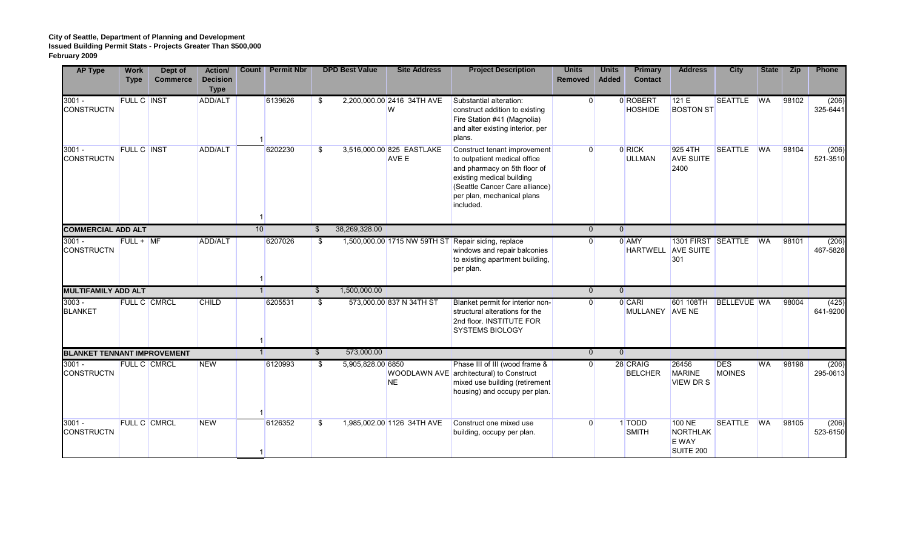**City of Seattle, Department of Planning and Development**
**Issued Building Permit Stats - Projects Greater Than $500,000**
**February 2009**

| AP Type | Work Type | Dept of Commerce | Action/ Decision Type | Count | Permit Nbr | DPD Best Value | Site Address | Project Description | Units Removed | Units Added | Primary Contact | Address | City | State | Zip | Phone |
|---|---|---|---|---|---|---|---|---|---|---|---|---|---|---|---|---|
| 3001 - CONSTRUCTN | FULL C | INST | ADD/ALT | 1 | 6139626 | $ 2,200,000.00 | 2416 34TH AVE W | Substantial alteration: construct addition to existing Fire Station #41 (Magnolia) and alter existing interior, per plans. | 0 | 0 | ROBERT HOSHIDE | 121 E BOSTON ST | SEATTLE | WA | 98102 | (206) 325-6441 |
| 3001 - CONSTRUCTN | FULL C | INST | ADD/ALT | 1 | 6202230 | $ 3,516,000.00 | 825 EASTLAKE AVE E | Construct tenant improvement to outpatient medical office and pharmacy on 5th floor of existing medical building (Seattle Cancer Care alliance) per plan, mechanical plans included. | 0 | 0 | RICK ULLMAN | 925 4TH AVE SUITE 2400 | SEATTLE | WA | 98104 | (206) 521-3510 |
| **COMMERCIAL ADD ALT** | | | | 10 | | $ 38,269,328.00 | | | 0 | 0 | | | | | | |
| 3001 - CONSTRUCTN | FULL + | MF | ADD/ALT | 1 | 6207026 | $ 1,500,000.00 | 1715 NW 59TH ST | Repair siding, replace windows and repair balconies to existing apartment building, per plan. | 0 | 0 | AMY HARTWELL | 1301 FIRST AVE SUITE 301 | SEATTLE | WA | 98101 | (206) 467-5828 |
| **MULTIFAMILY ADD ALT** | | | | 1 | | $ 1,500,000.00 | | | 0 | 0 | | | | | | |
| 3003 - BLANKET | FULL C | CMRCL | CHILD | 1 | 6205531 | $ 573,000.00 | 837 N 34TH ST | Blanket permit for interior non-structural alterations for the 2nd floor. INSTITUTE FOR SYSTEMS BIOLOGY | 0 | 0 | CARI MULLANEY | 601 108TH AVE NE | BELLEVUE | WA | 98004 | (425) 641-9200 |
| **BLANKET TENNANT IMPROVEMENT** | | | | 1 | | $ 573,000.00 | | | 0 | 0 | | | | | | |
| 3001 - CONSTRUCTN | FULL C | CMRCL | NEW | 1 | 6120993 | $ 5,905,828.00 | 6850 WOODLAWN AVE NE | Phase III of III (wood frame & architectural) to Construct mixed use building (retirement housing) and occupy per plan. | 0 | 28 | CRAIG BELCHER | 26456 MARINE VIEW DR S | DES MOINES | WA | 98198 | (206) 295-0613 |
| 3001 - CONSTRUCTN | FULL C | CMRCL | NEW | 1 | 6126352 | $ 1,985,002.00 | 1126 34TH AVE | Construct one mixed use building, occupy per plan. | 0 | 1 | TODD SMITH | 100 NE NORTHLAKE WAY SUITE 200 | SEATTLE | WA | 98105 | (206) 523-6150 |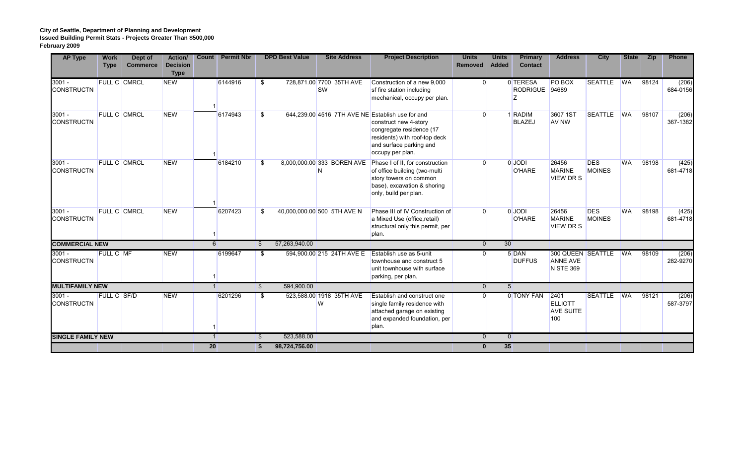**City of Seattle, Department of Planning and Development**
**Issued Building Permit Stats - Projects Greater Than $500,000**
**February 2009**

| AP Type | Work Type | Dept of Commerce | Action/ Decision Type | Count | Permit Nbr | DPD Best Value | Site Address | Project Description | Units Removed | Units Added | Primary Contact | Address | City | State | Zip | Phone |
|---|---|---|---|---|---|---|---|---|---|---|---|---|---|---|---|---|
| 3001 - CONSTRUCTN | FULL C | CMRCL | NEW | 1 | 6144916 | $ 728,871.00 | 7700 35TH AVE SW | Construction of a new 9,000 sf fire station including mechanical, occupy per plan. | 0 | 0 | TERESA RODRIGUEZ | PO BOX 94689 | SEATTLE | WA | 98124 | (206) 684-0156 |
| 3001 - CONSTRUCTN | FULL C | CMRCL | NEW | 1 | 6174943 | $ 644,239.00 | 4516 7TH AVE NE | Establish use for and construct new 4-story congregate residence (17 residents) with roof-top deck and surface parking and occupy per plan. | 0 | 1 | RADIM BLAZEJ | 3607 1ST AV NW | SEATTLE | WA | 98107 | (206) 367-1382 |
| 3001 - CONSTRUCTN | FULL C | CMRCL | NEW | 1 | 6184210 | $ 8,000,000.00 | 333 BOREN AVE N | Phase I of II, for construction of office building (two-multi story towers on common base), excavation & shoring only, build per plan. | 0 | 0 | JODI O'HARE | 26456 MARINE VIEW DR S | DES MOINES | WA | 98198 | (425) 681-4718 |
| 3001 - CONSTRUCTN | FULL C | CMRCL | NEW | 1 | 6207423 | $ 40,000,000.00 | 500 5TH AVE N | Phase III of IV Construction of a Mixed Use (office,retail) structural only this permit, per plan. | 0 | 0 | JODI O'HARE | 26456 MARINE VIEW DR S | DES MOINES | WA | 98198 | (425) 681-4718 |
| **COMMERCIAL NEW** | | | | 6 | | $ 57,263,940.00 | | | 0 | 30 | | | | | | |
| 3001 - CONSTRUCTN | FULL C | MF | NEW | 1 | 6199647 | $ 594,900.00 | 215 24TH AVE E | Establish use as 5-unit townhouse and construct 5 unit townhouse with surface parking, per plan. | 0 | 5 | DAN DUFFUS | 300 QUEEN ANNE AVE N STE 369 | SEATTLE | WA | 98109 | (206) 282-9270 |
| **MULTIFAMILY NEW** | | | | 1 | | $ 594,900.00 | | | 0 | 5 | | | | | | |
| 3001 - CONSTRUCTN | FULL C | SF/D | NEW | 1 | 6201296 | $ 523,588.00 | 1918 35TH AVE W | Establish and construct one single family residence with attached garage on existing and expanded foundation, per plan. | 0 | 0 | TONY FAN | 2401 ELLIOTT AVE SUITE 100 | SEATTLE | WA | 98121 | (206) 587-3797 |
| **SINGLE FAMILY NEW** | | | | 1 | | $ 523,588.00 | | | 0 | 0 | | | | | | |
| | | | | **20** | | **$ 98,724,756.00** | | | **0** | **35** | | | | | | |